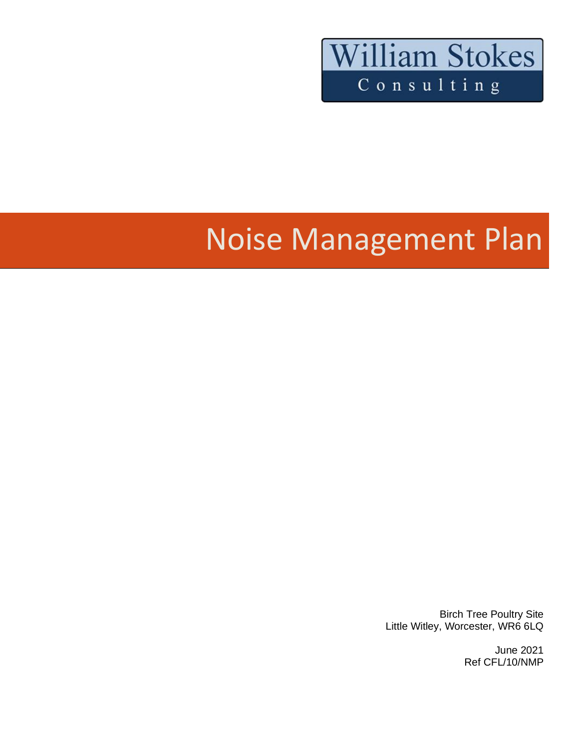William Stokes

Consulting

# Noise Management Plan

Birch Tree Poultry Site
Little Witley, Worcester, WR6 6LQ

June 2021
Ref CFL/10/NMP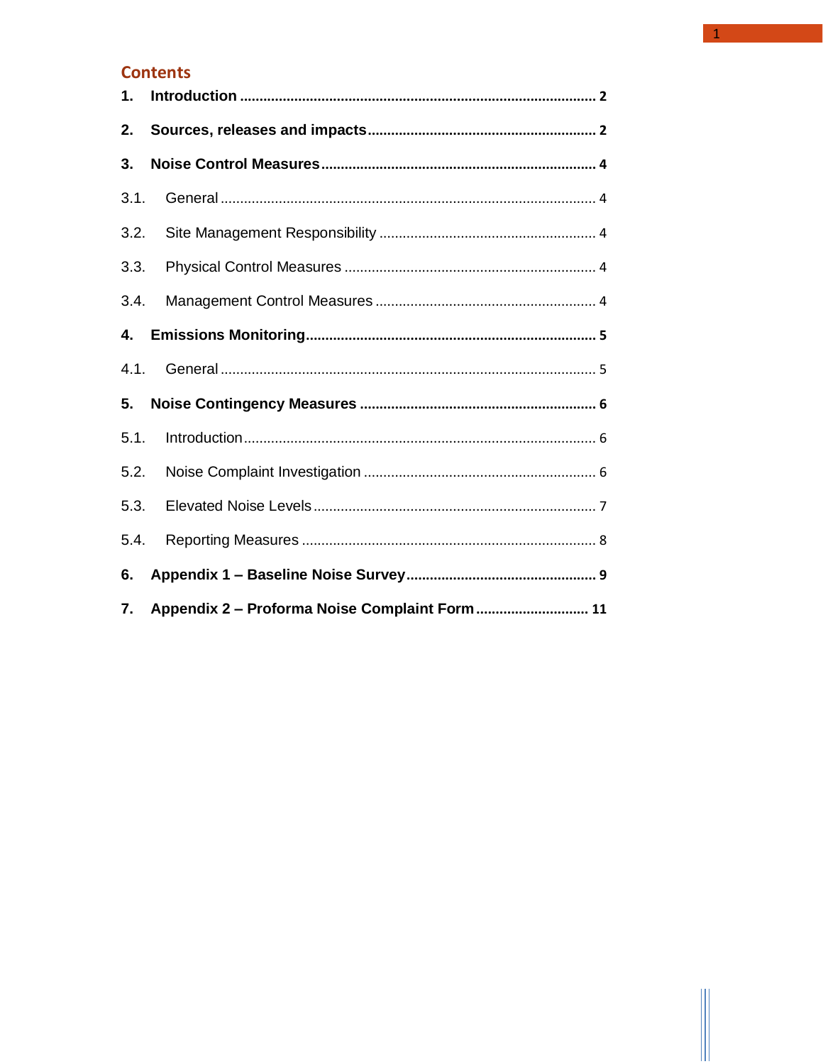## Contents

**1. Introduction** .......... **2**

**2. Sources, releases and impacts** .......... **2**

**3. Noise Control Measures** .......... **4**

3.1. General .......... 4

3.2. Site Management Responsibility .......... 4

3.3. Physical Control Measures .......... 4

3.4. Management Control Measures .......... 4

**4. Emissions Monitoring** .......... **5**

4.1. General .......... 5

**5. Noise Contingency Measures** .......... **6**

5.1. Introduction .......... 6

5.2. Noise Complaint Investigation .......... 6

5.3. Elevated Noise Levels .......... 7

5.4. Reporting Measures .......... 8

**6. Appendix 1 – Baseline Noise Survey** .......... **9**

**7. Appendix 2 – Proforma Noise Complaint Form** .......... **11**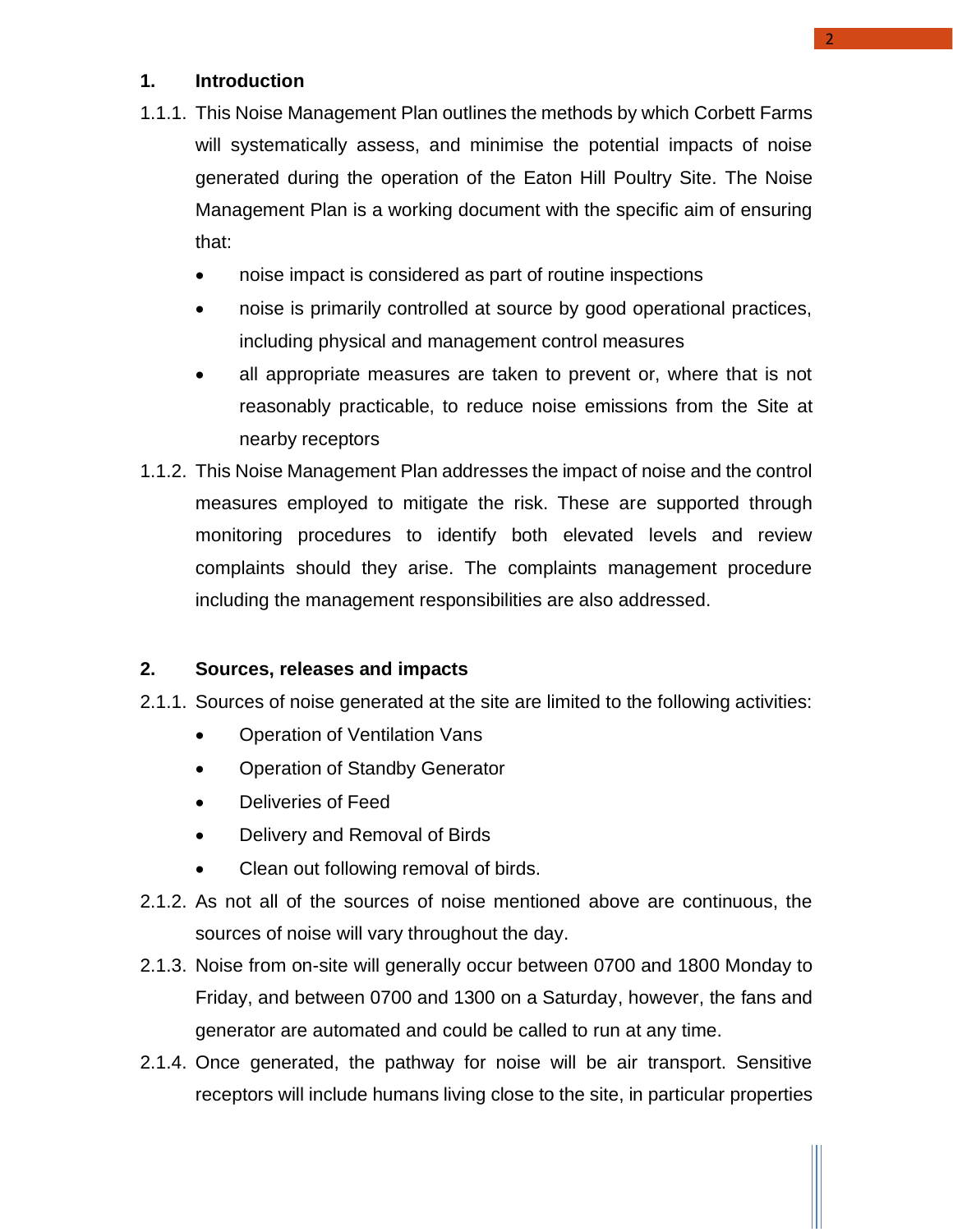## 1. Introduction

1.1.1. This Noise Management Plan outlines the methods by which Corbett Farms will systematically assess, and minimise the potential impacts of noise generated during the operation of the Eaton Hill Poultry Site. The Noise Management Plan is a working document with the specific aim of ensuring that:

- noise impact is considered as part of routine inspections
- noise is primarily controlled at source by good operational practices, including physical and management control measures
- all appropriate measures are taken to prevent or, where that is not reasonably practicable, to reduce noise emissions from the Site at nearby receptors

1.1.2. This Noise Management Plan addresses the impact of noise and the control measures employed to mitigate the risk. These are supported through monitoring procedures to identify both elevated levels and review complaints should they arise. The complaints management procedure including the management responsibilities are also addressed.

## 2. Sources, releases and impacts

2.1.1. Sources of noise generated at the site are limited to the following activities:

- Operation of Ventilation Vans
- Operation of Standby Generator
- Deliveries of Feed
- Delivery and Removal of Birds
- Clean out following removal of birds.

2.1.2. As not all of the sources of noise mentioned above are continuous, the sources of noise will vary throughout the day.

2.1.3. Noise from on-site will generally occur between 0700 and 1800 Monday to Friday, and between 0700 and 1300 on a Saturday, however, the fans and generator are automated and could be called to run at any time.

2.1.4. Once generated, the pathway for noise will be air transport. Sensitive receptors will include humans living close to the site, in particular properties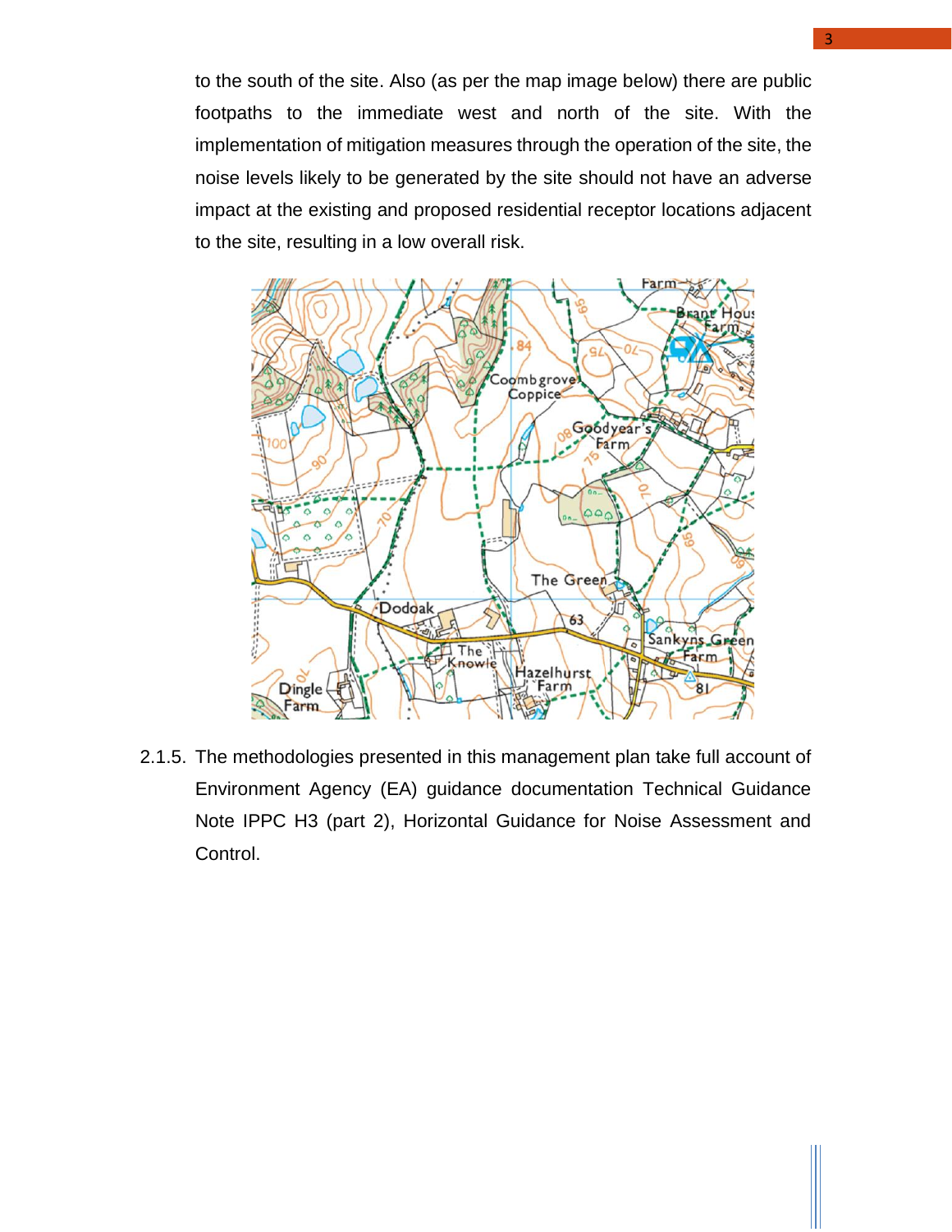to the south of the site. Also (as per the map image below) there are public footpaths to the immediate west and north of the site. With the implementation of mitigation measures through the operation of the site, the noise levels likely to be generated by the site should not have an adverse impact at the existing and proposed residential receptor locations adjacent to the site, resulting in a low overall risk.

2.1.5. The methodologies presented in this management plan take full account of Environment Agency (EA) guidance documentation Technical Guidance Note IPPC H3 (part 2), Horizontal Guidance for Noise Assessment and Control.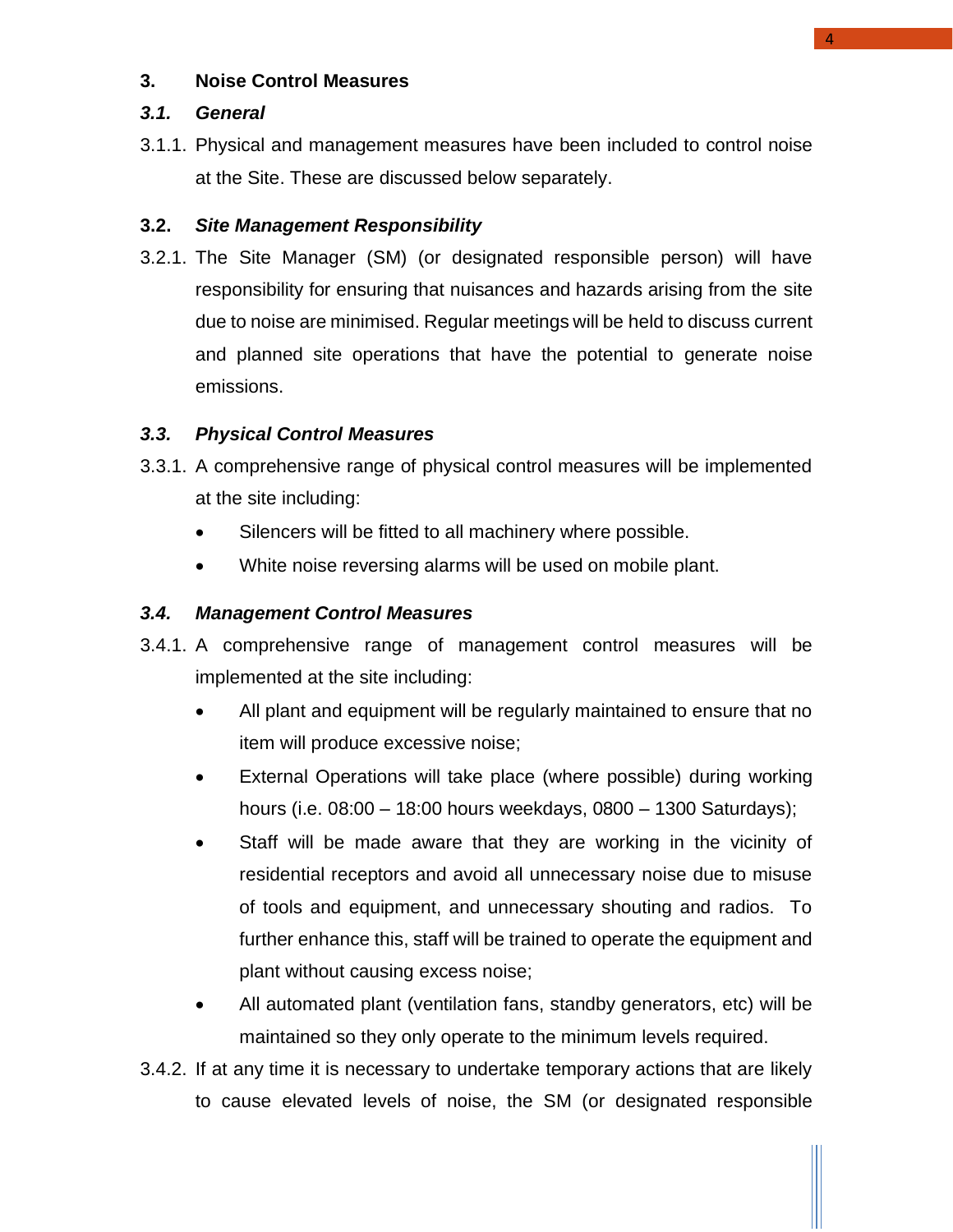## 3. Noise Control Measures

### *3.1. General*

3.1.1. Physical and management measures have been included to control noise at the Site. These are discussed below separately.

### 3.2. *Site Management Responsibility*

3.2.1. The Site Manager (SM) (or designated responsible person) will have responsibility for ensuring that nuisances and hazards arising from the site due to noise are minimised. Regular meetings will be held to discuss current and planned site operations that have the potential to generate noise emissions.

### *3.3. Physical Control Measures*

3.3.1. A comprehensive range of physical control measures will be implemented at the site including:

- Silencers will be fitted to all machinery where possible.
- White noise reversing alarms will be used on mobile plant.

### *3.4. Management Control Measures*

3.4.1. A comprehensive range of management control measures will be implemented at the site including:

- All plant and equipment will be regularly maintained to ensure that no item will produce excessive noise;
- External Operations will take place (where possible) during working hours (i.e. 08:00 – 18:00 hours weekdays, 0800 – 1300 Saturdays);
- Staff will be made aware that they are working in the vicinity of residential receptors and avoid all unnecessary noise due to misuse of tools and equipment, and unnecessary shouting and radios. To further enhance this, staff will be trained to operate the equipment and plant without causing excess noise;
- All automated plant (ventilation fans, standby generators, etc) will be maintained so they only operate to the minimum levels required.

3.4.2. If at any time it is necessary to undertake temporary actions that are likely to cause elevated levels of noise, the SM (or designated responsible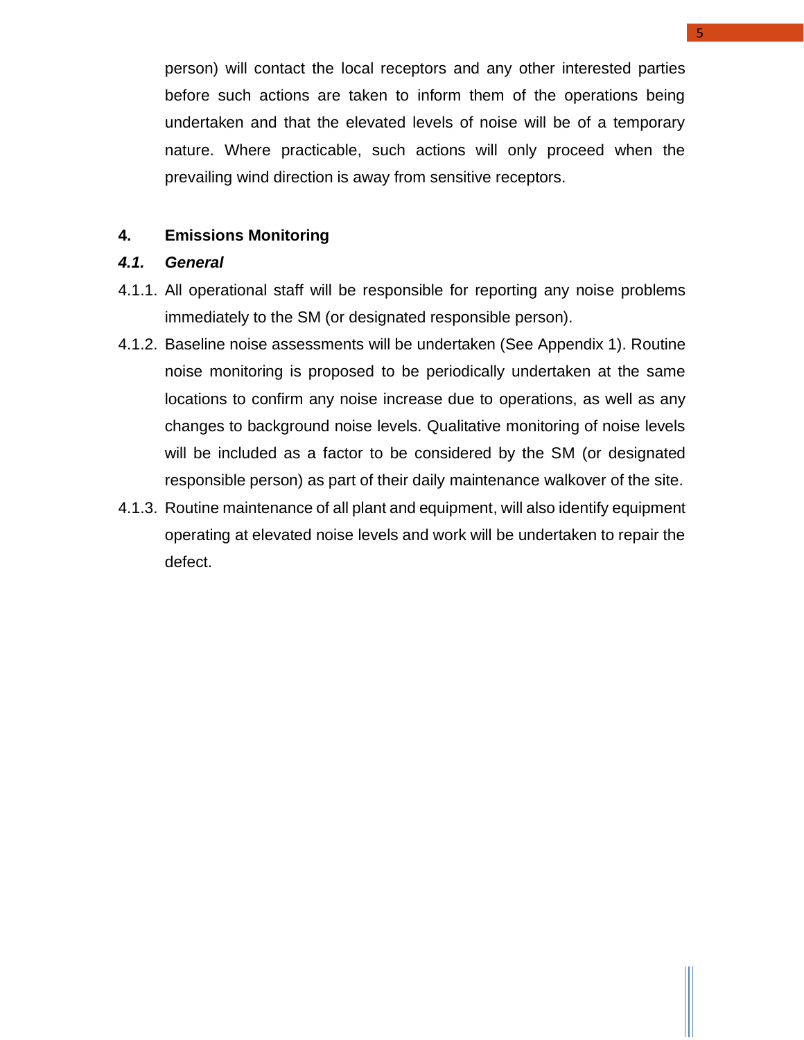person) will contact the local receptors and any other interested parties before such actions are taken to inform them of the operations being undertaken and that the elevated levels of noise will be of a temporary nature. Where practicable, such actions will only proceed when the prevailing wind direction is away from sensitive receptors.

## 4. Emissions Monitoring

### *4.1. General*

4.1.1. All operational staff will be responsible for reporting any noise problems immediately to the SM (or designated responsible person).

4.1.2. Baseline noise assessments will be undertaken (See Appendix 1). Routine noise monitoring is proposed to be periodically undertaken at the same locations to confirm any noise increase due to operations, as well as any changes to background noise levels. Qualitative monitoring of noise levels will be included as a factor to be considered by the SM (or designated responsible person) as part of their daily maintenance walkover of the site.

4.1.3. Routine maintenance of all plant and equipment, will also identify equipment operating at elevated noise levels and work will be undertaken to repair the defect.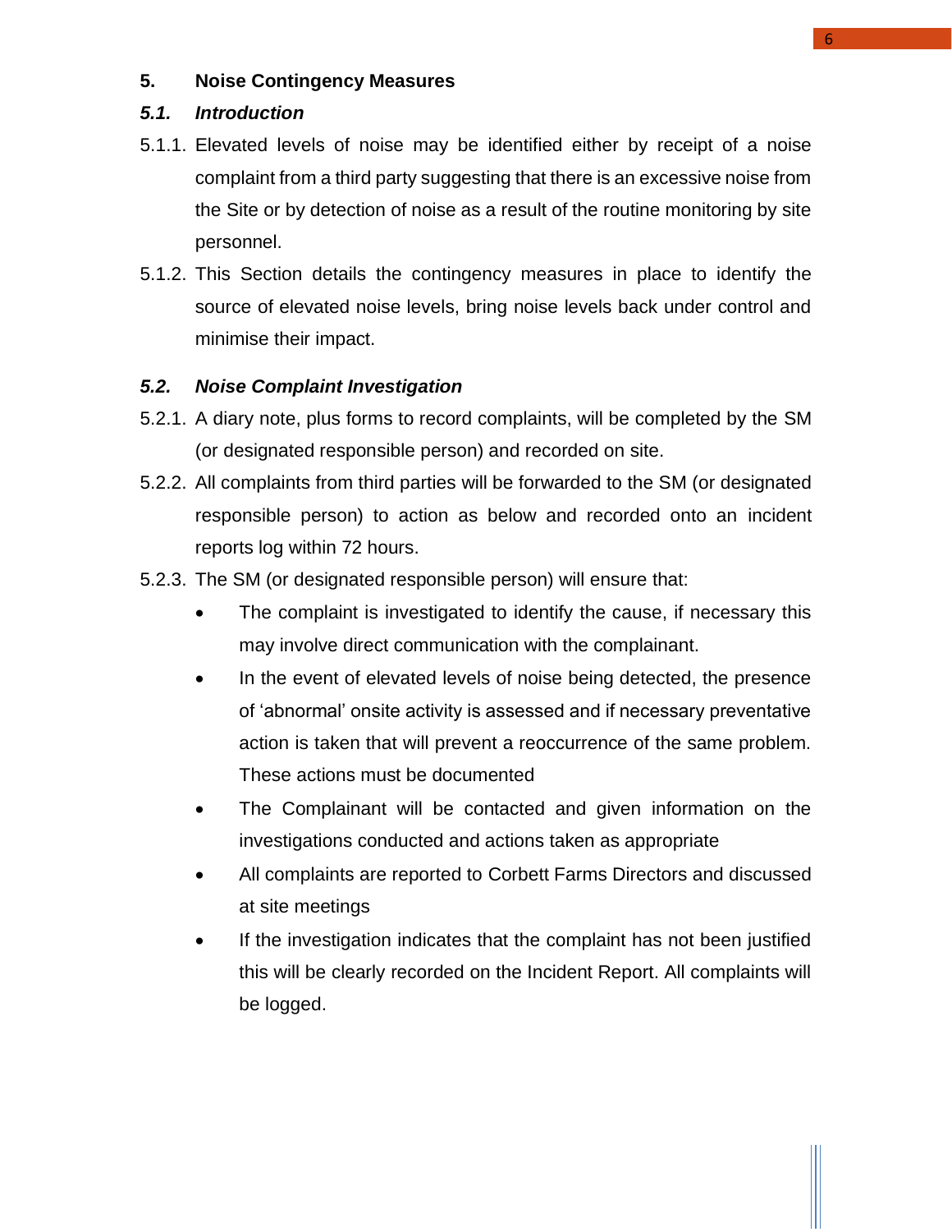## 5. Noise Contingency Measures

### *5.1. Introduction*

5.1.1. Elevated levels of noise may be identified either by receipt of a noise complaint from a third party suggesting that there is an excessive noise from the Site or by detection of noise as a result of the routine monitoring by site personnel.

5.1.2. This Section details the contingency measures in place to identify the source of elevated noise levels, bring noise levels back under control and minimise their impact.

### *5.2. Noise Complaint Investigation*

5.2.1. A diary note, plus forms to record complaints, will be completed by the SM (or designated responsible person) and recorded on site.

5.2.2. All complaints from third parties will be forwarded to the SM (or designated responsible person) to action as below and recorded onto an incident reports log within 72 hours.

5.2.3. The SM (or designated responsible person) will ensure that:

- The complaint is investigated to identify the cause, if necessary this may involve direct communication with the complainant.
- In the event of elevated levels of noise being detected, the presence of 'abnormal' onsite activity is assessed and if necessary preventative action is taken that will prevent a reoccurrence of the same problem. These actions must be documented
- The Complainant will be contacted and given information on the investigations conducted and actions taken as appropriate
- All complaints are reported to Corbett Farms Directors and discussed at site meetings
- If the investigation indicates that the complaint has not been justified this will be clearly recorded on the Incident Report. All complaints will be logged.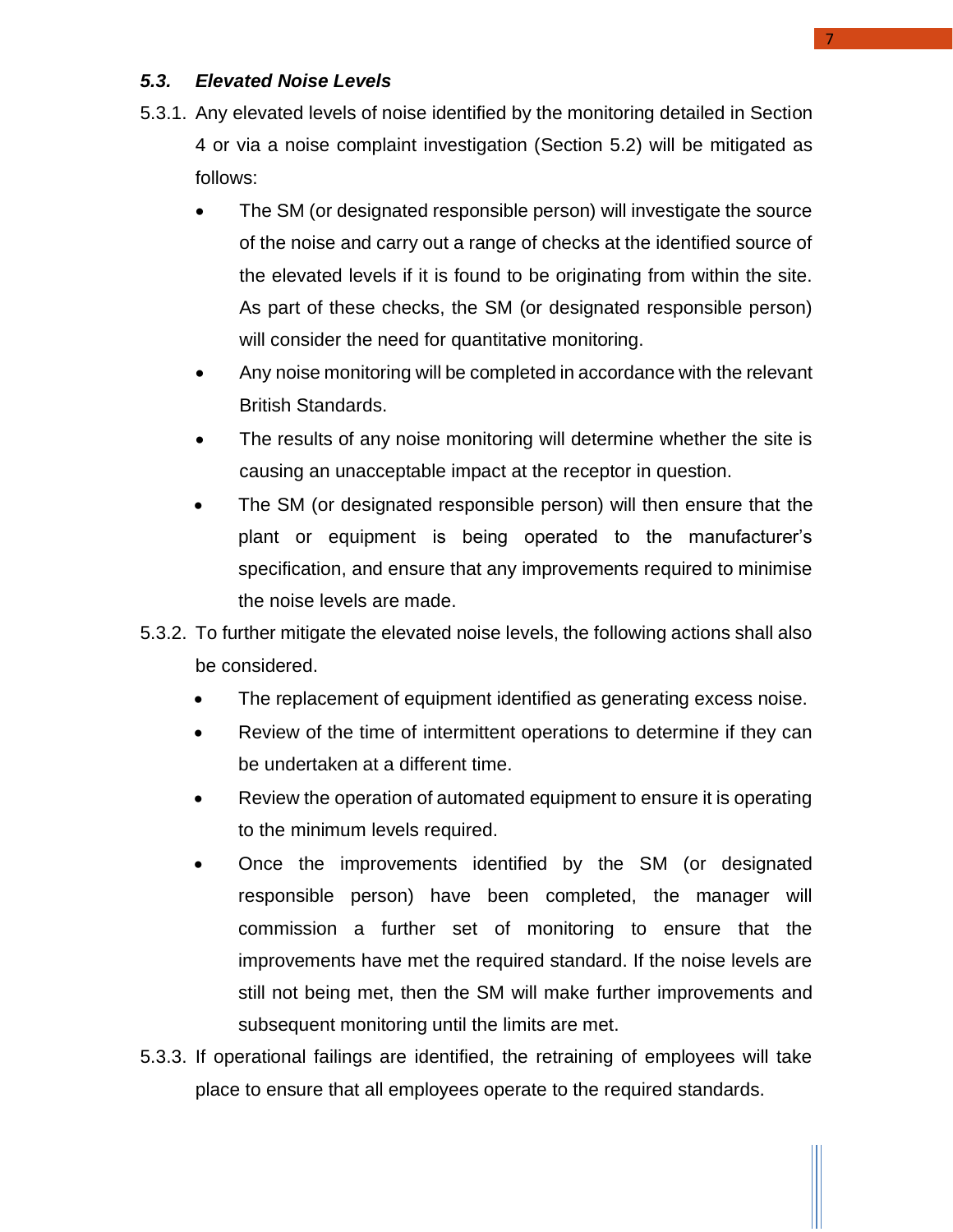### *5.3. Elevated Noise Levels*

5.3.1. Any elevated levels of noise identified by the monitoring detailed in Section 4 or via a noise complaint investigation (Section 5.2) will be mitigated as follows:

- The SM (or designated responsible person) will investigate the source of the noise and carry out a range of checks at the identified source of the elevated levels if it is found to be originating from within the site. As part of these checks, the SM (or designated responsible person) will consider the need for quantitative monitoring.
- Any noise monitoring will be completed in accordance with the relevant British Standards.
- The results of any noise monitoring will determine whether the site is causing an unacceptable impact at the receptor in question.
- The SM (or designated responsible person) will then ensure that the plant or equipment is being operated to the manufacturer's specification, and ensure that any improvements required to minimise the noise levels are made.

5.3.2. To further mitigate the elevated noise levels, the following actions shall also be considered.

- The replacement of equipment identified as generating excess noise.
- Review of the time of intermittent operations to determine if they can be undertaken at a different time.
- Review the operation of automated equipment to ensure it is operating to the minimum levels required.
- Once the improvements identified by the SM (or designated responsible person) have been completed, the manager will commission a further set of monitoring to ensure that the improvements have met the required standard. If the noise levels are still not being met, then the SM will make further improvements and subsequent monitoring until the limits are met.

5.3.3. If operational failings are identified, the retraining of employees will take place to ensure that all employees operate to the required standards.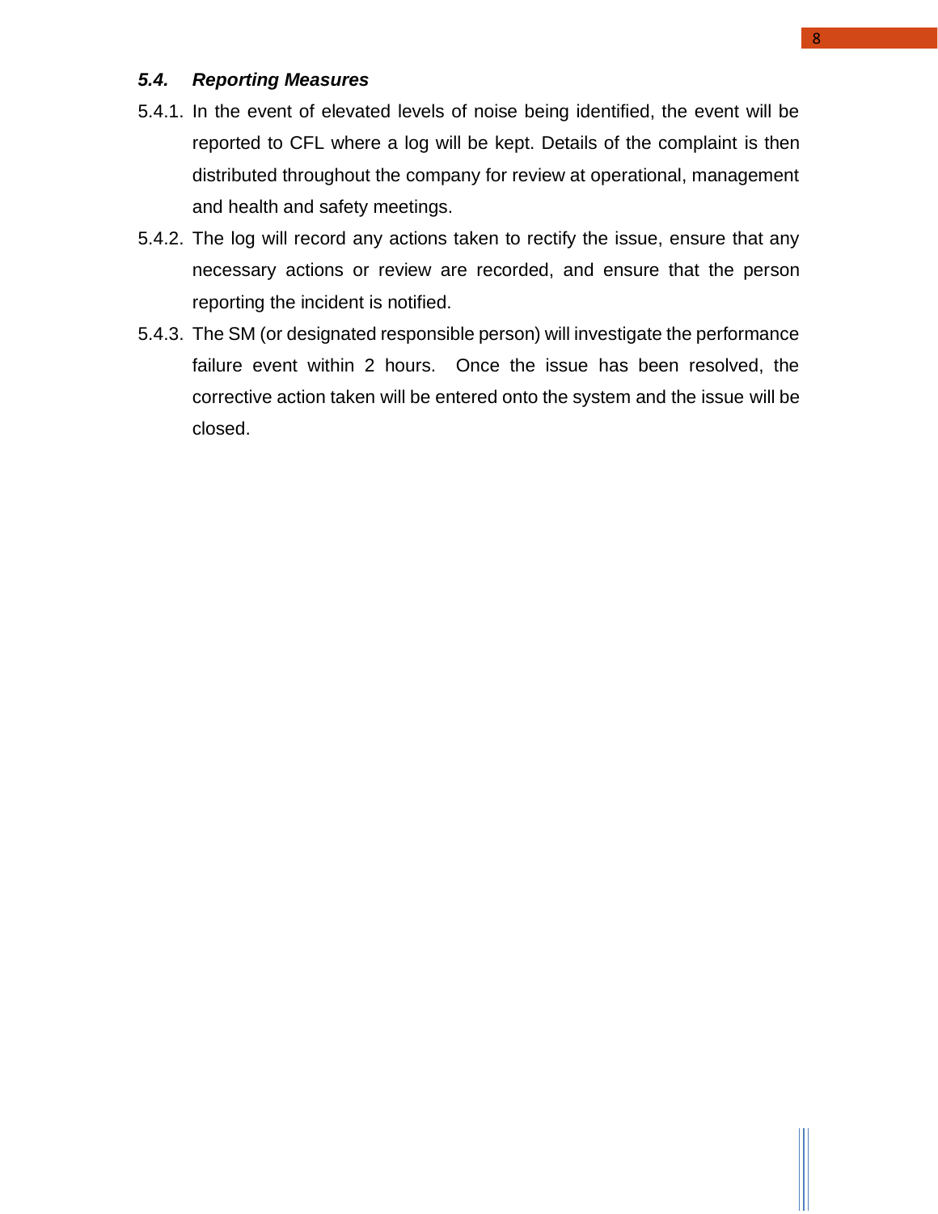### *5.4. Reporting Measures*

5.4.1. In the event of elevated levels of noise being identified, the event will be reported to CFL where a log will be kept. Details of the complaint is then distributed throughout the company for review at operational, management and health and safety meetings.

5.4.2. The log will record any actions taken to rectify the issue, ensure that any necessary actions or review are recorded, and ensure that the person reporting the incident is notified.

5.4.3. The SM (or designated responsible person) will investigate the performance failure event within 2 hours. Once the issue has been resolved, the corrective action taken will be entered onto the system and the issue will be closed.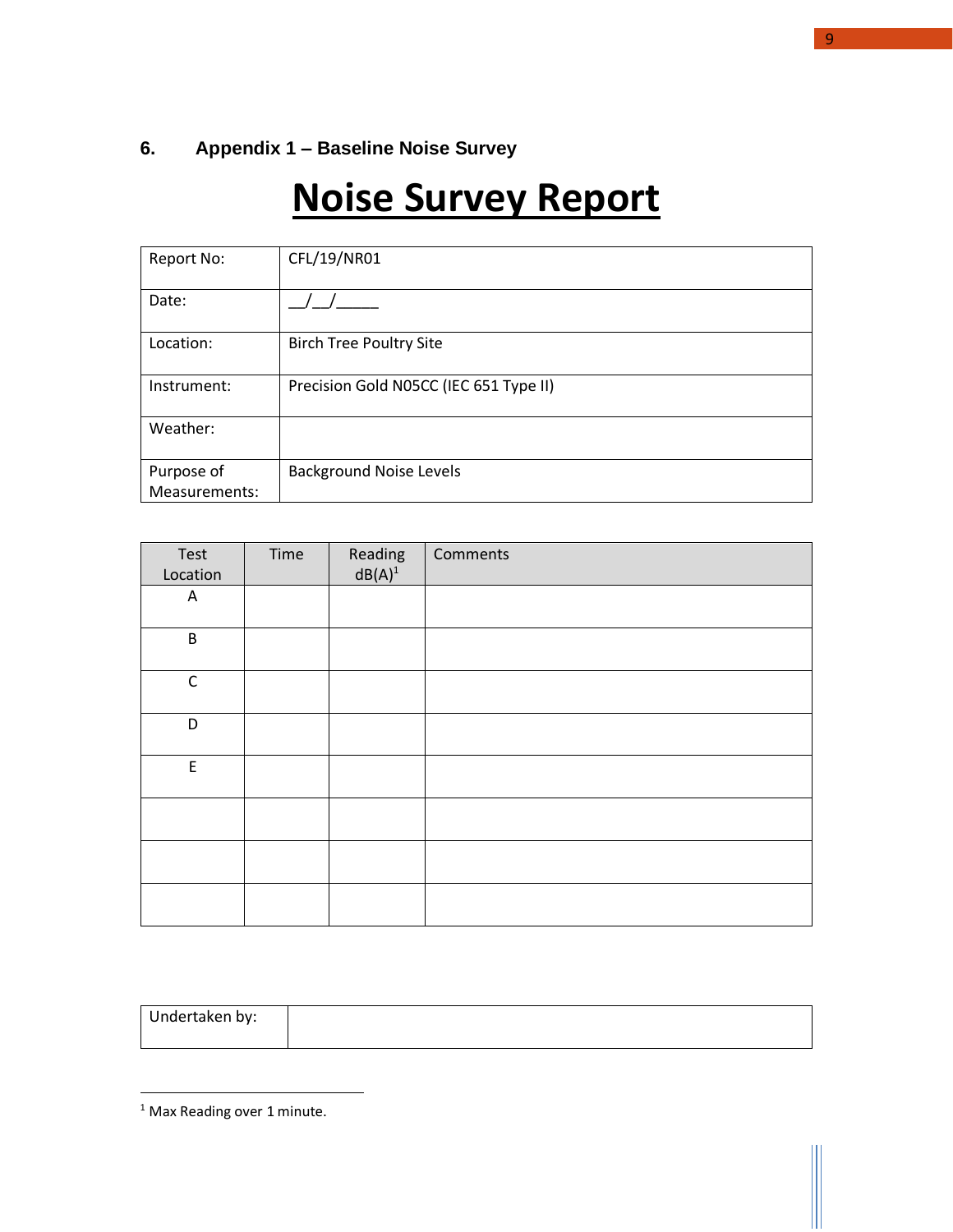## 6. Appendix 1 – Baseline Noise Survey

# Noise Survey Report

| Report No: | CFL/19/NR01 |
|---|---|
| Date: | __/__/_____ |
| Location: | Birch Tree Poultry Site |
| Instrument: | Precision Gold N05CC (IEC 651 Type II) |
| Weather: | |
| Purpose of Measurements: | Background Noise Levels |

| Test Location | Time | Reading dB(A)[1] | Comments |
|---|---|---|---|
| A | | | |
| B | | | |
| C | | | |
| D | | | |
| E | | | |
| | | | |
| | | | |
| | | | |

| Undertaken by: | |
|---|---|

[1] Max Reading over 1 minute.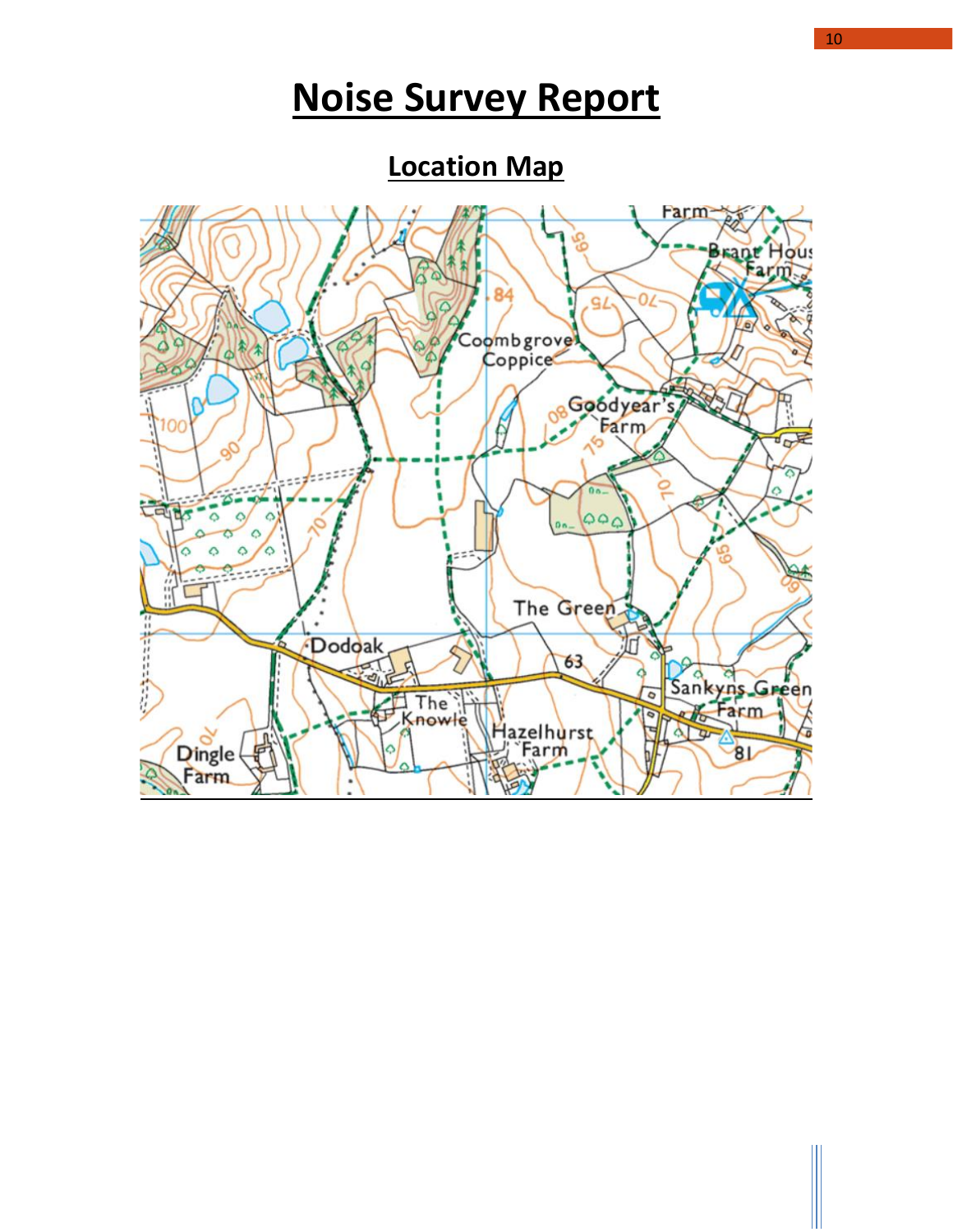# Noise Survey Report

## Location Map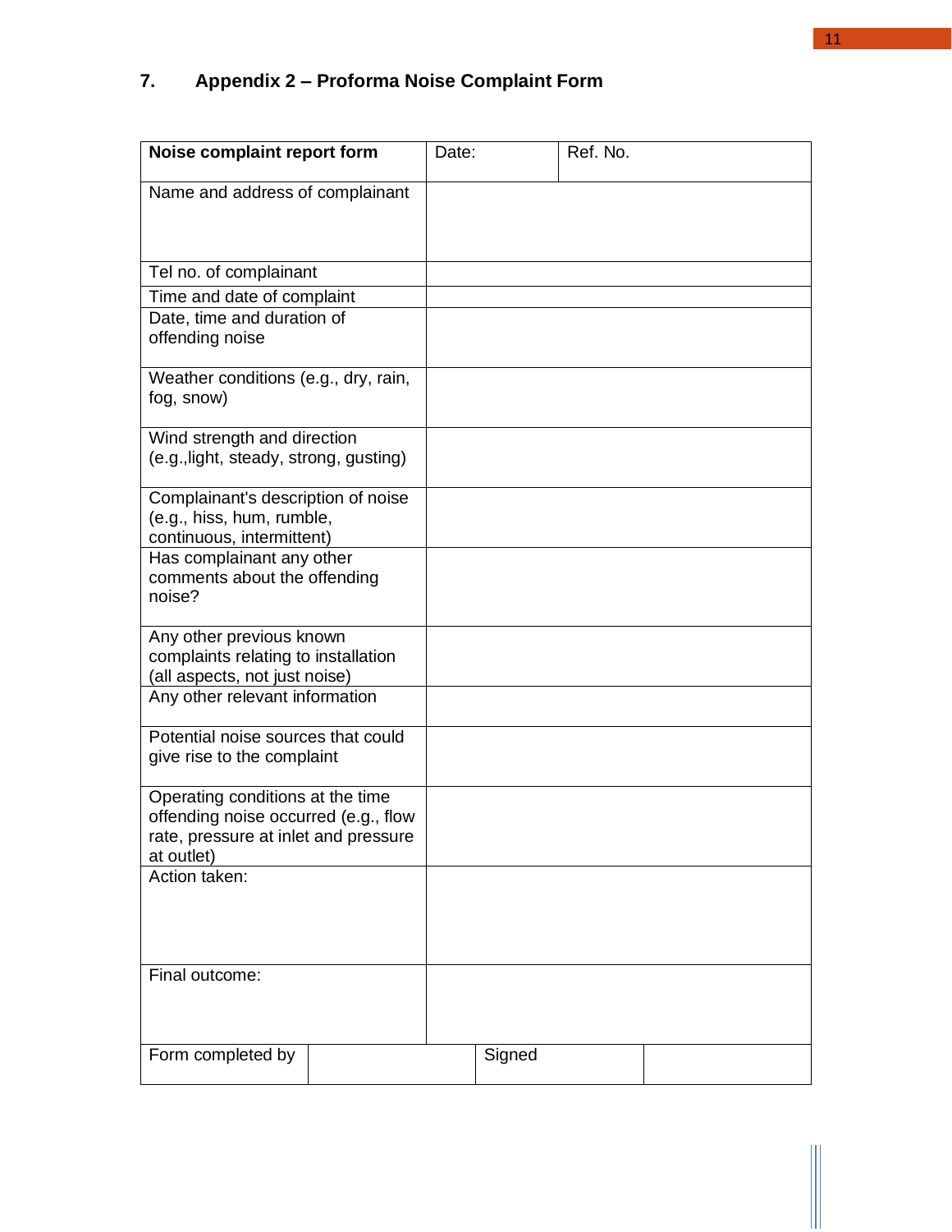## 7. Appendix 2 – Proforma Noise Complaint Form

| | | | |
|---|---|---|---|
| **Noise complaint report form** | Date: | Ref. No. | |
| Name and address of complainant | | | |
| Tel no. of complainant | | | |
| Time and date of complaint | | | |
| Date, time and duration of offending noise | | | |
| Weather conditions (e.g., dry, rain, fog, snow) | | | |
| Wind strength and direction (e.g.,light, steady, strong, gusting) | | | |
| Complainant's description of noise (e.g., hiss, hum, rumble, continuous, intermittent) | | | |
| Has complainant any other comments about the offending noise? | | | |
| Any other previous known complaints relating to installation (all aspects, not just noise) | | | |
| Any other relevant information | | | |
| Potential noise sources that could give rise to the complaint | | | |
| Operating conditions at the time offending noise occurred (e.g., flow rate, pressure at inlet and pressure at outlet) | | | |
| Action taken: | | | |
| Final outcome: | | | |
| Form completed by | | Signed | |